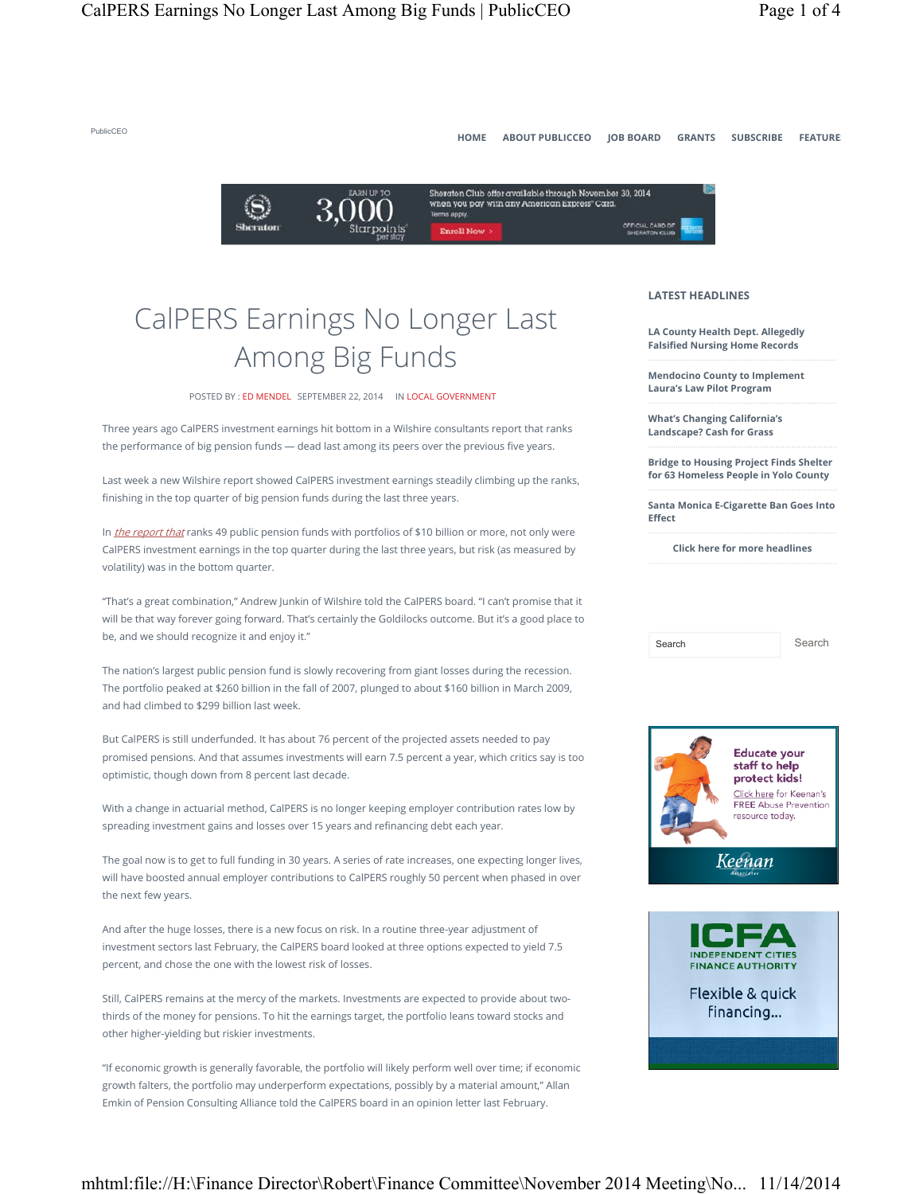PublicCEO

HOME ABOUT PUBLICCEO JOB BOARD GRANTS SUBSCRIBE FEATURE

# CalPERS Earnings No Longer Last Among Big Funds

POSTED BY : ED MENDEL SEPTEMBER 22, 2014 IN LOCAL GOVERNMENT

Three years ago CalPERS investment earnings hit bottom in a Wilshire consultants report that ranks the performance of big pension funds — dead last among its peers over the previous five years.

Last week a new Wilshire report showed CalPERS investment earnings steadily climbing up the ranks, finishing in the top quarter of big pension funds during the last three years.

In *the report that* ranks 49 public pension funds with portfolios of $10 billion or more, not only were CalPERS investment earnings in the top quarter during the last three years, but risk (as measured by volatility) was in the bottom quarter.

"That's a great combination," Andrew Junkin of Wilshire told the CalPERS board. "I can't promise that it will be that way forever going forward. That's certainly the Goldilocks outcome. But it's a good place to be, and we should recognize it and enjoy it."

The nation's largest public pension fund is slowly recovering from giant losses during the recession. The portfolio peaked at $260 billion in the fall of 2007, plunged to about $160 billion in March 2009, and had climbed to $299 billion last week.

But CalPERS is still underfunded. It has about 76 percent of the projected assets needed to pay promised pensions. And that assumes investments will earn 7.5 percent a year, which critics say is too optimistic, though down from 8 percent last decade.

With a change in actuarial method, CalPERS is no longer keeping employer contribution rates low by spreading investment gains and losses over 15 years and refinancing debt each year.

The goal now is to get to full funding in 30 years. A series of rate increases, one expecting longer lives, will have boosted annual employer contributions to CalPERS roughly 50 percent when phased in over the next few years.

And after the huge losses, there is a new focus on risk. In a routine three-year adjustment of investment sectors last February, the CalPERS board looked at three options expected to yield 7.5 percent, and chose the one with the lowest risk of losses.

Still, CalPERS remains at the mercy of the markets. Investments are expected to provide about two-thirds of the money for pensions. To hit the earnings target, the portfolio leans toward stocks and other higher-yielding but riskier investments.

"If economic growth is generally favorable, the portfolio will likely perform well over time; if economic growth falters, the portfolio may underperform expectations, possibly by a material amount," Allan Emkin of Pension Consulting Alliance told the CalPERS board in an opinion letter last February.

## LATEST HEADLINES

- LA County Health Dept. Allegedly Falsified Nursing Home Records
- Mendocino County to Implement Laura's Law Pilot Program
- What's Changing California's Landscape? Cash for Grass
- Bridge to Housing Project Finds Shelter for 63 Homeless People in Yolo County
- Santa Monica E-Cigarette Ban Goes Into Effect

Click here for more headlines

Search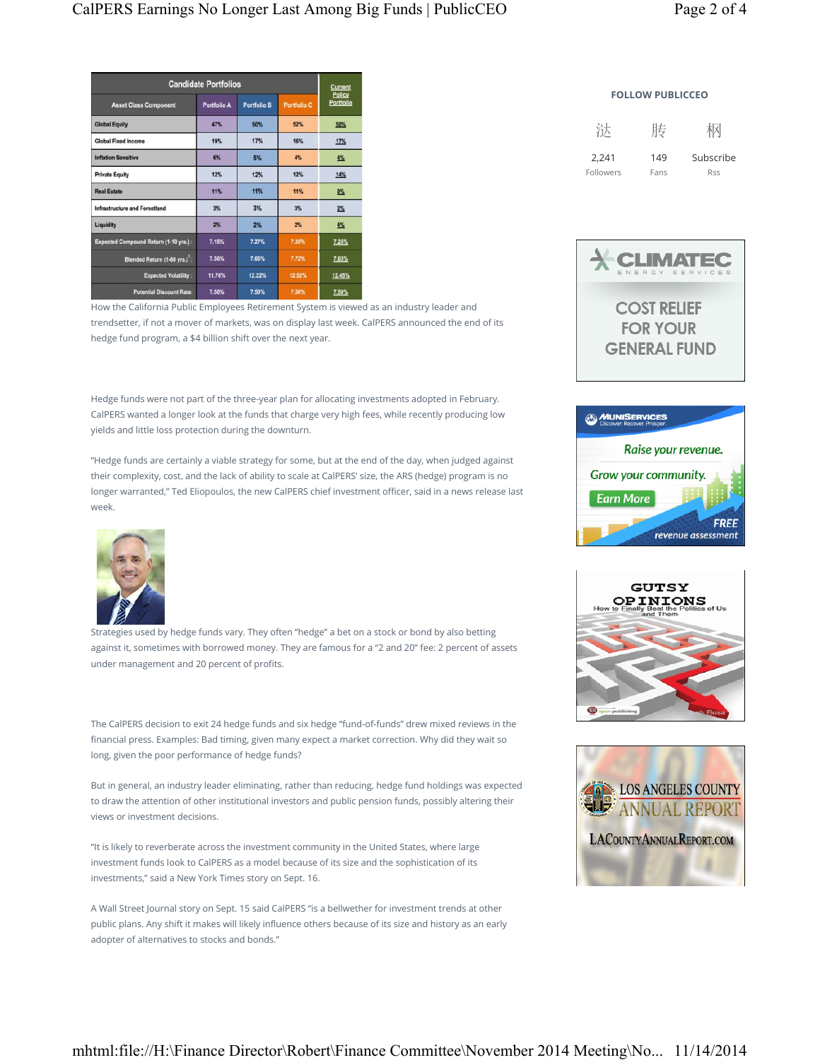| Candidate Portfolios | | | | Current Policy Portfolio |
|---|---|---|---|---|
| Asset Class Component | Portfolio A | Portfolio B | Portfolio C | |
| Global Equity | 47% | 50% | 52% | 50% |
| Global Fixed Income | 19% | 17% | 16% | 17% |
| Inflation Sensitive | 6% | 5% | 4% | 4% |
| Private Equity | 12% | 12% | 12% | 14% |
| Real Estate | 11% | 11% | 11% | 9% |
| Infrastructure and Forestland | 3% | 3% | 3% | 2% |
| Liquidity | 2% | 2% | 2% | 4% |
| Expected Compound Return (1-10 yrs.): | 7.15% | 7.27% | 7.38% | 7.25% |
| Blended Return (1-60 yrs.)[1]: | 7.56% | 7.66% | 7.72% | 7.63% |
| Expected Volatility: | 11.76% | 12.22% | 12.52% | 12.45% |
| Potential Discount Rate: | 7.50% | 7.50% | 7.50% | 7.50% |

How the California Public Employees Retirement System is viewed as an industry leader and trendsetter, if not a mover of markets, was on display last week. CalPERS announced the end of its hedge fund program, a $4 billion shift over the next year.

Hedge funds were not part of the three-year plan for allocating investments adopted in February. CalPERS wanted a longer look at the funds that charge very high fees, while recently producing low yields and little loss protection during the downturn.

"Hedge funds are certainly a viable strategy for some, but at the end of the day, when judged against their complexity, cost, and the lack of ability to scale at CalPERS' size, the ARS (hedge) program is no longer warranted," Ted Eliopoulos, the new CalPERS chief investment officer, said in a news release last week.

Strategies used by hedge funds vary. They often "hedge" a bet on a stock or bond by also betting against it, sometimes with borrowed money. They are famous for a "2 and 20" fee: 2 percent of assets under management and 20 percent of profits.

The CalPERS decision to exit 24 hedge funds and six hedge "fund-of-funds" drew mixed reviews in the financial press. Examples: Bad timing, given many expect a market correction. Why did they wait so long, given the poor performance of hedge funds?

But in general, an industry leader eliminating, rather than reducing, hedge fund holdings was expected to draw the attention of other institutional investors and public pension funds, possibly altering their views or investment decisions.

"It is likely to reverberate across the investment community in the United States, where large investment funds look to CalPERS as a model because of its size and the sophistication of its investments," said a New York Times story on Sept. 16.

A Wall Street Journal story on Sept. 15 said CalPERS "is a bellwether for investment trends at other public plans. Any shift it makes will likely influence others because of its size and history as an early adopter of alternatives to stocks and bonds."

FOLLOW PUBLICCEO

2,241 Followers | 149 Fans | Subscribe Rss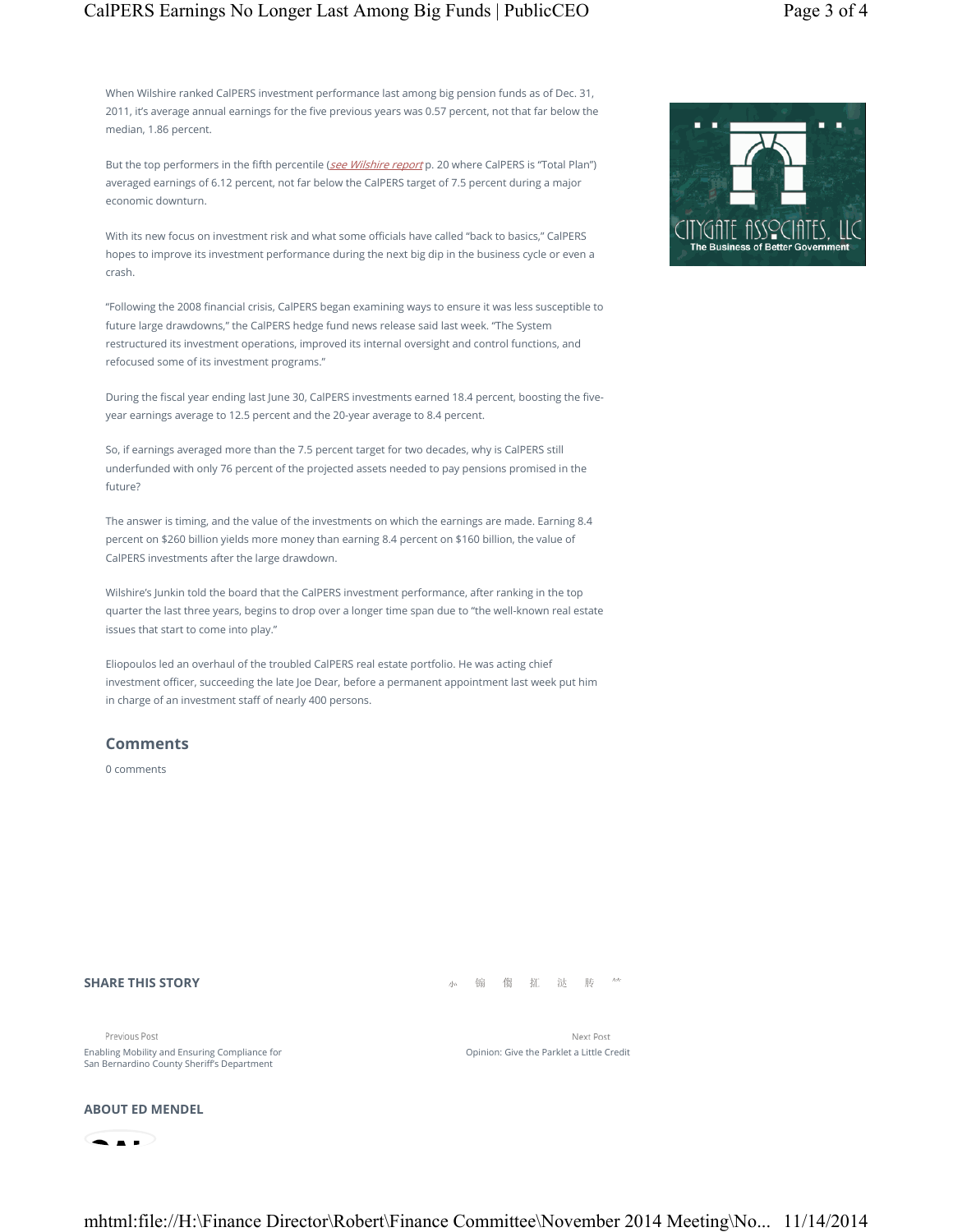When Wilshire ranked CalPERS investment performance last among big pension funds as of Dec. 31, 2011, it's average annual earnings for the five previous years was 0.57 percent, not that far below the median, 1.86 percent.

But the top performers in the fifth percentile (*see Wilshire report* p. 20 where CalPERS is "Total Plan") averaged earnings of 6.12 percent, not far below the CalPERS target of 7.5 percent during a major economic downturn.

With its new focus on investment risk and what some officials have called "back to basics," CalPERS hopes to improve its investment performance during the next big dip in the business cycle or even a crash.

"Following the 2008 financial crisis, CalPERS began examining ways to ensure it was less susceptible to future large drawdowns," the CalPERS hedge fund news release said last week. "The System restructured its investment operations, improved its internal oversight and control functions, and refocused some of its investment programs."

During the fiscal year ending last June 30, CalPERS investments earned 18.4 percent, boosting the five-year earnings average to 12.5 percent and the 20-year average to 8.4 percent.

So, if earnings averaged more than the 7.5 percent target for two decades, why is CalPERS still underfunded with only 76 percent of the projected assets needed to pay pensions promised in the future?

The answer is timing, and the value of the investments on which the earnings are made. Earning 8.4 percent on $260 billion yields more money than earning 8.4 percent on $160 billion, the value of CalPERS investments after the large drawdown.

Wilshire's Junkin told the board that the CalPERS investment performance, after ranking in the top quarter the last three years, begins to drop over a longer time span due to "the well-known real estate issues that start to come into play."

Eliopoulos led an overhaul of the troubled CalPERS real estate portfolio. He was acting chief investment officer, succeeding the late Joe Dear, before a permanent appointment last week put him in charge of an investment staff of nearly 400 persons.

## Comments

0 comments

**SHARE THIS STORY**

Previous Post
Enabling Mobility and Ensuring Compliance for San Bernardino County Sheriff's Department

Next Post
Opinion: Give the Parklet a Little Credit

**ABOUT ED MENDEL**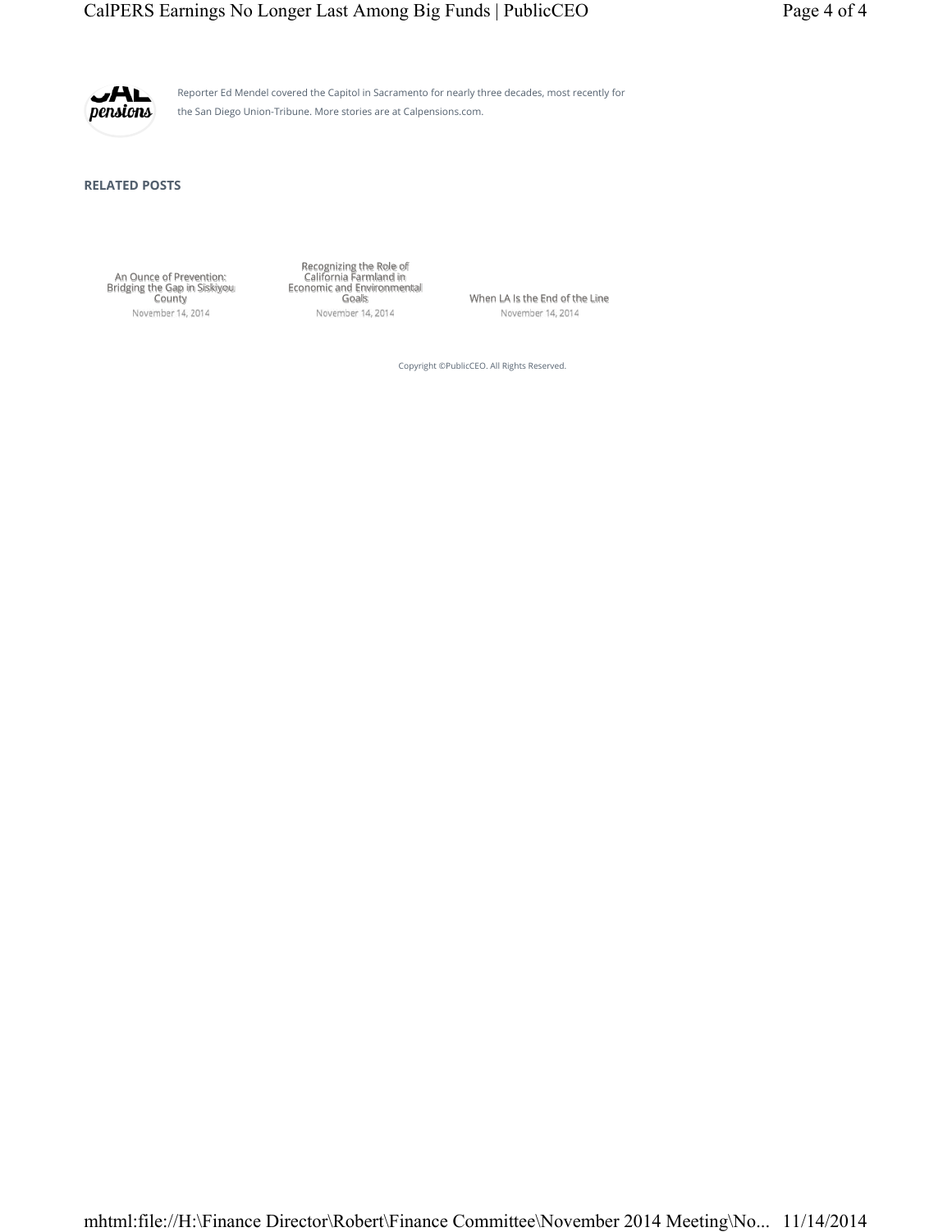Reporter Ed Mendel covered the Capitol in Sacramento for nearly three decades, most recently for the San Diego Union-Tribune. More stories are at Calpensions.com.

**RELATED POSTS**

An Ounce of Prevention: Bridging the Gap in Siskiyou County
November 14, 2014

Recognizing the Role of California Farmland in Economic and Environmental Goals
November 14, 2014

When LA Is the End of the Line
November 14, 2014

Copyright ©PublicCEO. All Rights Reserved.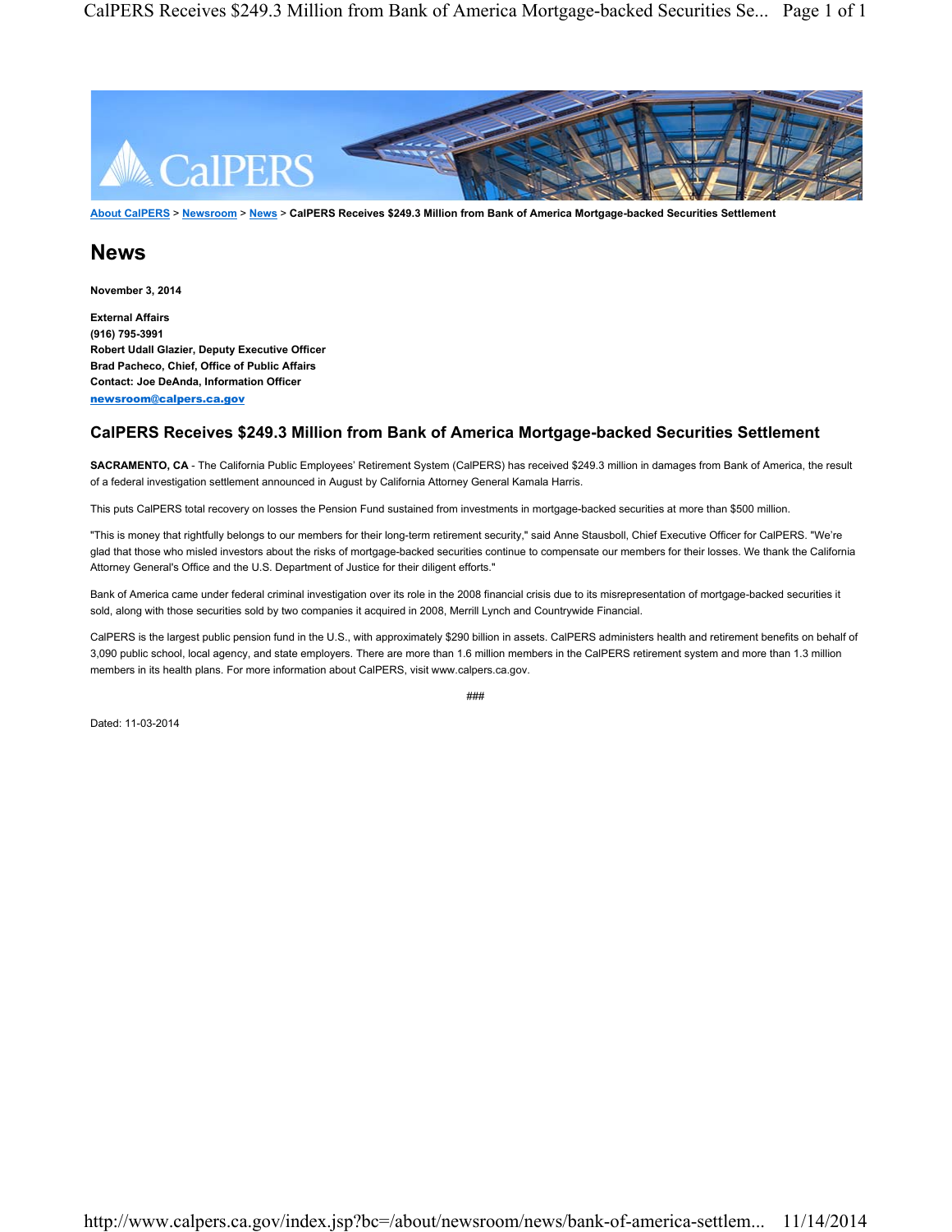About CalPERS > Newsroom > News > **CalPERS Receives $249.3 Million from Bank of America Mortgage-backed Securities Settlement**

# News

**November 3, 2014**

**External Affairs**
**(916) 795-3991**
**Robert Udall Glazier, Deputy Executive Officer**
**Brad Pacheco, Chief, Office of Public Affairs**
**Contact: Joe DeAnda, Information Officer**
**newsroom@calpers.ca.gov**

## CalPERS Receives $249.3 Million from Bank of America Mortgage-backed Securities Settlement

**SACRAMENTO, CA** - The California Public Employees' Retirement System (CalPERS) has received $249.3 million in damages from Bank of America, the result of a federal investigation settlement announced in August by California Attorney General Kamala Harris.

This puts CalPERS total recovery on losses the Pension Fund sustained from investments in mortgage-backed securities at more than $500 million.

"This is money that rightfully belongs to our members for their long-term retirement security," said Anne Stausboll, Chief Executive Officer for CalPERS. "We're glad that those who misled investors about the risks of mortgage-backed securities continue to compensate our members for their losses. We thank the California Attorney General's Office and the U.S. Department of Justice for their diligent efforts."

Bank of America came under federal criminal investigation over its role in the 2008 financial crisis due to its misrepresentation of mortgage-backed securities it sold, along with those securities sold by two companies it acquired in 2008, Merrill Lynch and Countrywide Financial.

CalPERS is the largest public pension fund in the U.S., with approximately $290 billion in assets. CalPERS administers health and retirement benefits on behalf of 3,090 public school, local agency, and state employers. There are more than 1.6 million members in the CalPERS retirement system and more than 1.3 million members in its health plans. For more information about CalPERS, visit www.calpers.ca.gov.

###

Dated: 11-03-2014